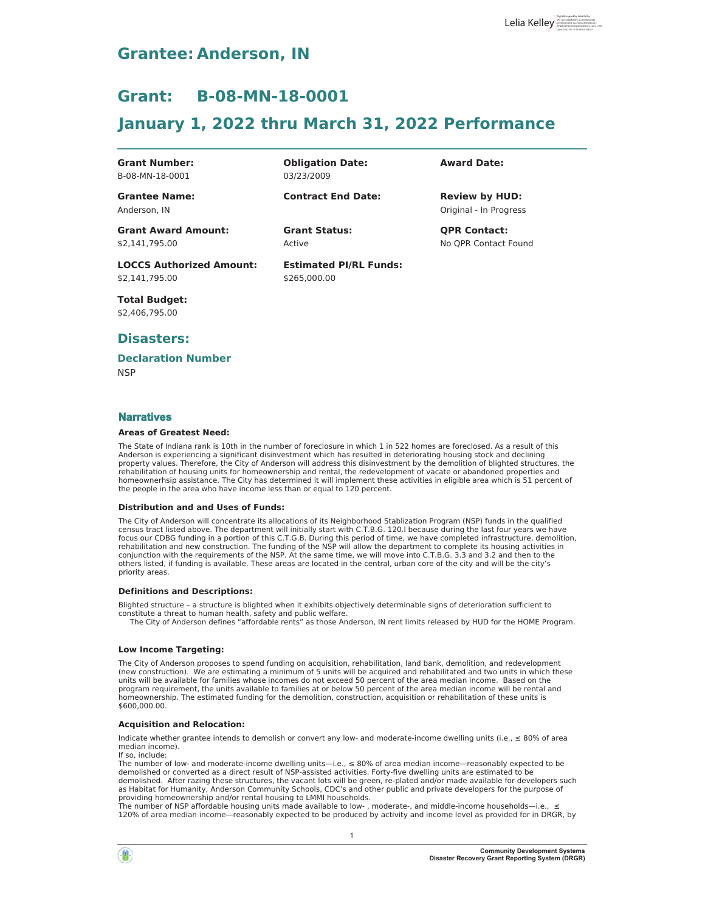# Grantee: Anderson, IN

# Grant: B-08-MN-18-0001

# January 1, 2022 thru March 31, 2022 Performance

**Grant Number:**
B-08-MN-18-0001

**Obligation Date:**
03/23/2009

**Award Date:**

**Grantee Name:**
Anderson, IN

**Contract End Date:**

**Review by HUD:**
Original - In Progress

**Grant Award Amount:**
$2,141,795.00

**Grant Status:**
Active

**QPR Contact:**
No QPR Contact Found

**LOCCS Authorized Amount:**
$2,141,795.00

**Estimated PI/RL Funds:**
$265,000.00

**Total Budget:**
$2,406,795.00

## Disasters:

### Declaration Number

NSP

## Narratives

**Areas of Greatest Need:**

The State of Indiana rank is 10th in the number of foreclosure in which 1 in 522 homes are foreclosed. As a result of this Anderson is experiencing a significant disinvestment which has resulted in deteriorating housing stock and declining property values. Therefore, the City of Anderson will address this disinvestment by the demolition of blighted structures, the rehabilitation of housing units for homeownership and rental, the redevelopment of vacate or abandoned properties and homeownerhsip assistance. The City has determined it will implement these activities in eligible area which is 51 percent of the people in the area who have income less than or equal to 120 percent.

**Distribution and and Uses of Funds:**

The City of Anderson will concentrate its allocations of its Neighborhood Stablization Program (NSP) funds in the qualified census tract listed above. The department will initially start with C.T.B.G. 120.l because during the last four years we have focus our CDBG funding in a portion of this C.T.G.B. During this period of time, we have completed infrastructure, demolition, rehabilitation and new construction. The funding of the NSP will allow the department to complete its housing activities in conjunction with the requirements of the NSP. At the same time, we will move into C.T.B.G. 3.3 and 3.2 and then to the others listed, if funding is available. These areas are located in the central, urban core of the city and will be the city's priority areas.

**Definitions and Descriptions:**

Blighted structure – a structure is blighted when it exhibits objectively determinable signs of deterioration sufficient to constitute a threat to human health, safety and public welfare.
The City of Anderson defines "affordable rents" as those Anderson, IN rent limits released by HUD for the HOME Program.

**Low Income Targeting:**

The City of Anderson proposes to spend funding on acquisition, rehabilitation, land bank, demolition, and redevelopment (new construction). We are estimating a minimum of 5 units will be acquired and rehabilitated and two units in which these units will be available for families whose incomes do not exceed 50 percent of the area median income. Based on the program requirement, the units available to families at or below 50 percent of the area median income will be rental and homeownership. The estimated funding for the demolition, construction, acquisition or rehabilitation of these units is $600,000.00.

**Acquisition and Relocation:**

Indicate whether grantee intends to demolish or convert any low- and moderate-income dwelling units (i.e., ≤ 80% of area median income).
If so, include:
The number of low- and moderate-income dwelling units—i.e., ≤ 80% of area median income—reasonably expected to be demolished or converted as a direct result of NSP-assisted activities. Forty-five dwelling units are estimated to be demolished. After razing these structures, the vacant lots will be green, re-plated and/or made available for developers such as Habitat for Humanity, Anderson Community Schools, CDC's and other public and private developers for the purpose of providing homeownership and/or rental housing to LMMI households.
The number of NSP affordable housing units made available to low- , moderate-, and middle-income households—i.e., ≤ 120% of area median income—reasonably expected to be produced by activity and income level as provided for in DRGR, by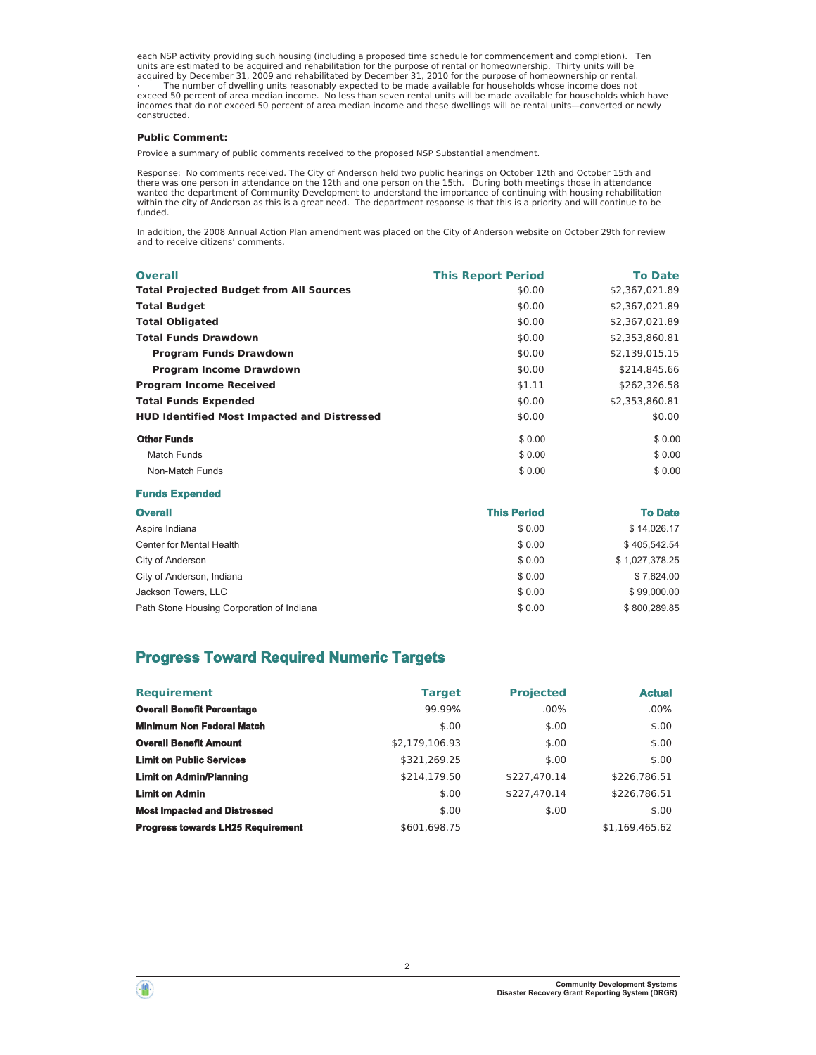each NSP activity providing such housing (including a proposed time schedule for commencement and completion). Ten units are estimated to be acquired and rehabilitation for the purpose of rental or homeownership. Thirty units will be acquired by December 31, 2009 and rehabilitated by December 31, 2010 for the purpose of homeownership or rental.
· The number of dwelling units reasonably expected to be made available for households whose income does not exceed 50 percent of area median income. No less than seven rental units will be made available for households which have incomes that do not exceed 50 percent of area median income and these dwellings will be rental units—converted or newly constructed.

**Public Comment:**

Provide a summary of public comments received to the proposed NSP Substantial amendment.

Response: No comments received. The City of Anderson held two public hearings on October 12th and October 15th and there was one person in attendance on the 12th and one person on the 15th. During both meetings those in attendance wanted the department of Community Development to understand the importance of continuing with housing rehabilitation within the city of Anderson as this is a great need. The department response is that this is a priority and will continue to be funded.

In addition, the 2008 Annual Action Plan amendment was placed on the City of Anderson website on October 29th for review and to receive citizens' comments.

| Overall | This Report Period | To Date |
|---|---|---|
| **Total Projected Budget from All Sources** | $0.00 | $2,367,021.89 |
| **Total Budget** | $0.00 | $2,367,021.89 |
| **Total Obligated** | $0.00 | $2,367,021.89 |
| **Total Funds Drawdown** | $0.00 | $2,353,860.81 |
| **Program Funds Drawdown** | $0.00 | $2,139,015.15 |
| **Program Income Drawdown** | $0.00 | $214,845.66 |
| **Program Income Received** | $1.11 | $262,326.58 |
| **Total Funds Expended** | $0.00 | $2,353,860.81 |
| **HUD Identified Most Impacted and Distressed** | $0.00 | $0.00 |
| **Other Funds** | $ 0.00 | $ 0.00 |
| Match Funds | $ 0.00 | $ 0.00 |
| Non-Match Funds | $ 0.00 | $ 0.00 |

## Funds Expended

| Overall | This Period | To Date |
|---|---|---|
| Aspire Indiana | $ 0.00 | $ 14,026.17 |
| Center for Mental Health | $ 0.00 | $ 405,542.54 |
| City of Anderson | $ 0.00 | $ 1,027,378.25 |
| City of Anderson, Indiana | $ 0.00 | $ 7,624.00 |
| Jackson Towers, LLC | $ 0.00 | $ 99,000.00 |
| Path Stone Housing Corporation of Indiana | $ 0.00 | $ 800,289.85 |

## Progress Toward Required Numeric Targets

| Requirement | Target | Projected | Actual |
|---|---|---|---|
| **Overall Benefit Percentage** | 99.99% | .00% | .00% |
| **Minimum Non Federal Match** | $.00 | $.00 | $.00 |
| **Overall Benefit Amount** | $2,179,106.93 | $.00 | $.00 |
| **Limit on Public Services** | $321,269.25 | $.00 | $.00 |
| **Limit on Admin/Planning** | $214,179.50 | $227,470.14 | $226,786.51 |
| **Limit on Admin** | $.00 | $227,470.14 | $226,786.51 |
| **Most Impacted and Distressed** | $.00 | $.00 | $.00 |
| **Progress towards LH25 Requirement** | $601,698.75 | | $1,169,465.62 |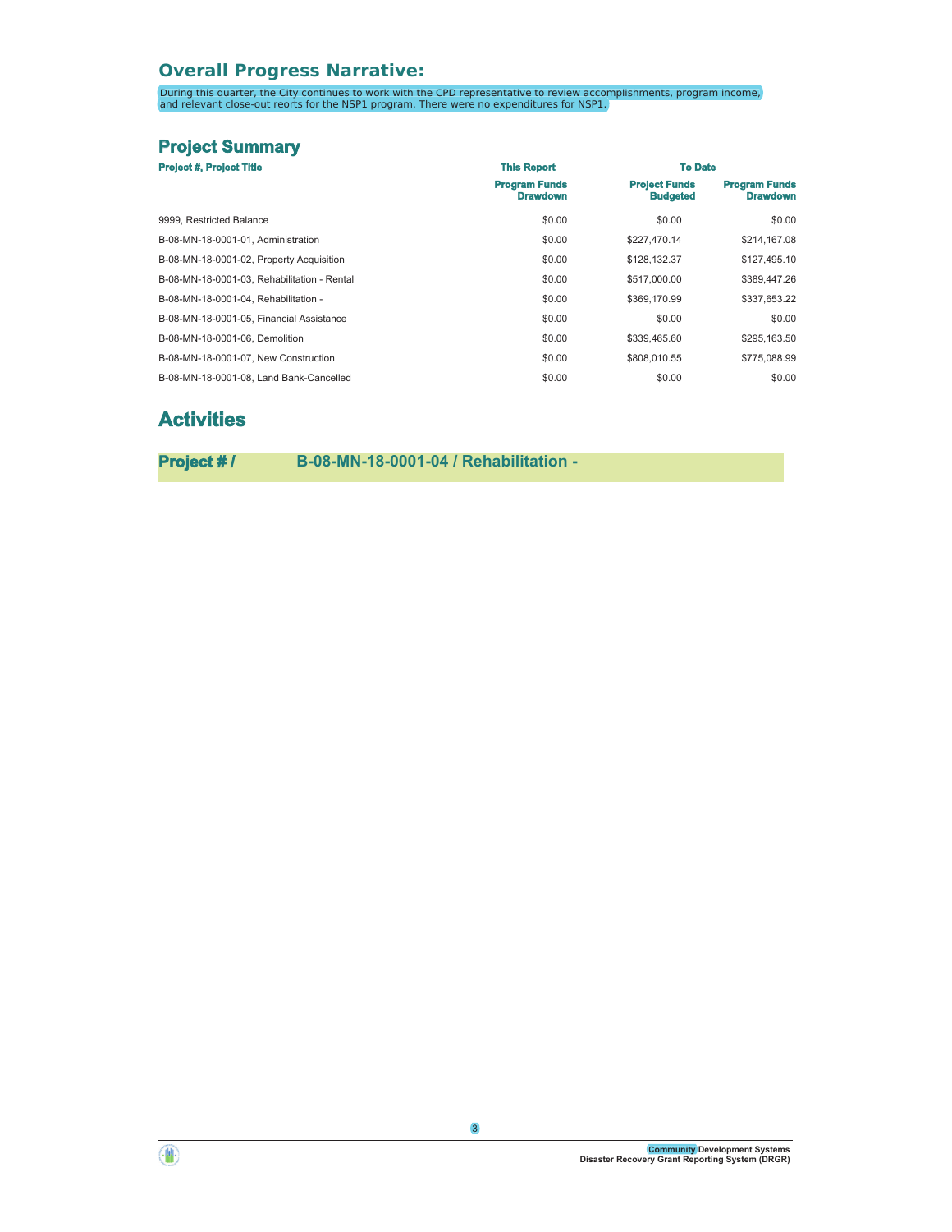## Overall Progress Narrative:

During this quarter, the City continues to work with the CPD representative to review accomplishments, program income, and relevant close-out reorts for the NSP1 program. There were no expenditures for NSP1.

## Project Summary

| Project #, Project Title | This Report | To Date | |
|---|---|---|---|
| | Program Funds Drawdown | Project Funds Budgeted | Program Funds Drawdown |
| 9999, Restricted Balance | $0.00 | $0.00 | $0.00 |
| B-08-MN-18-0001-01, Administration | $0.00 | $227,470.14 | $214,167.08 |
| B-08-MN-18-0001-02, Property Acquisition | $0.00 | $128,132.37 | $127,495.10 |
| B-08-MN-18-0001-03, Rehabilitation - Rental | $0.00 | $517,000.00 | $389,447.26 |
| B-08-MN-18-0001-04, Rehabilitation - | $0.00 | $369,170.99 | $337,653.22 |
| B-08-MN-18-0001-05, Financial Assistance | $0.00 | $0.00 | $0.00 |
| B-08-MN-18-0001-06, Demolition | $0.00 | $339,465.60 | $295,163.50 |
| B-08-MN-18-0001-07, New Construction | $0.00 | $808,010.55 | $775,088.99 |
| B-08-MN-18-0001-08, Land Bank-Cancelled | $0.00 | $0.00 | $0.00 |

# Activities

## Project # / B-08-MN-18-0001-04 / Rehabilitation -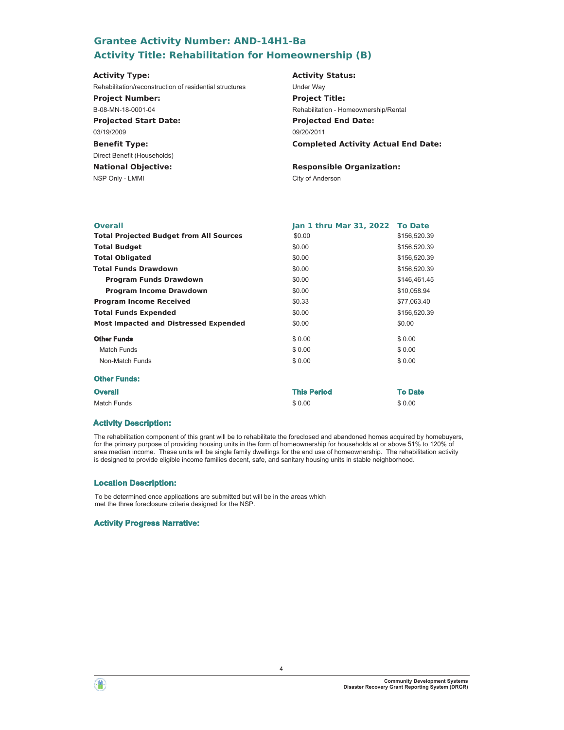## Grantee Activity Number: AND-14H1-Ba
## Activity Title: Rehabilitation for Homeownership (B)

**Activity Type:**
Rehabilitation/reconstruction of residential structures

**Activity Status:**
Under Way

**Project Number:**
B-08-MN-18-0001-04

**Project Title:**
Rehabilitation - Homeownership/Rental

**Projected Start Date:**
03/19/2009

**Projected End Date:**
09/20/2011

**Benefit Type:**
Direct Benefit (Households)

**Completed Activity Actual End Date:**

**National Objective:**
NSP Only - LMMI

**Responsible Organization:**
City of Anderson

| Overall | Jan 1 thru Mar 31, 2022 | To Date |
|---|---|---|
| **Total Projected Budget from All Sources** | $0.00 | $156,520.39 |
| **Total Budget** | $0.00 | $156,520.39 |
| **Total Obligated** | $0.00 | $156,520.39 |
| **Total Funds Drawdown** | $0.00 | $156,520.39 |
| **Program Funds Drawdown** | $0.00 | $146,461.45 |
| **Program Income Drawdown** | $0.00 | $10,058.94 |
| **Program Income Received** | $0.33 | $77,063.40 |
| **Total Funds Expended** | $0.00 | $156,520.39 |
| **Most Impacted and Distressed Expended** | $0.00 | $0.00 |
| **Other Funds** | $ 0.00 | $ 0.00 |
| Match Funds | $ 0.00 | $ 0.00 |
| Non-Match Funds | $ 0.00 | $ 0.00 |

### Other Funds:

| Overall | This Period | To Date |
|---|---|---|
| Match Funds | $ 0.00 | $ 0.00 |

### Activity Description:

The rehabilitation component of this grant will be to rehabilitate the foreclosed and abandoned homes acquired by homebuyers, for the primary purpose of providing housing units in the form of homeownership for households at or above 51% to 120% of area median income. These units will be single family dwellings for the end use of homeownership. The rehabilitation activity is designed to provide eligible income families decent, safe, and sanitary housing units in stable neighborhood.

### Location Description:

To be determined once applications are submitted but will be in the areas which met the three foreclosure criteria designed for the NSP.

### Activity Progress Narrative: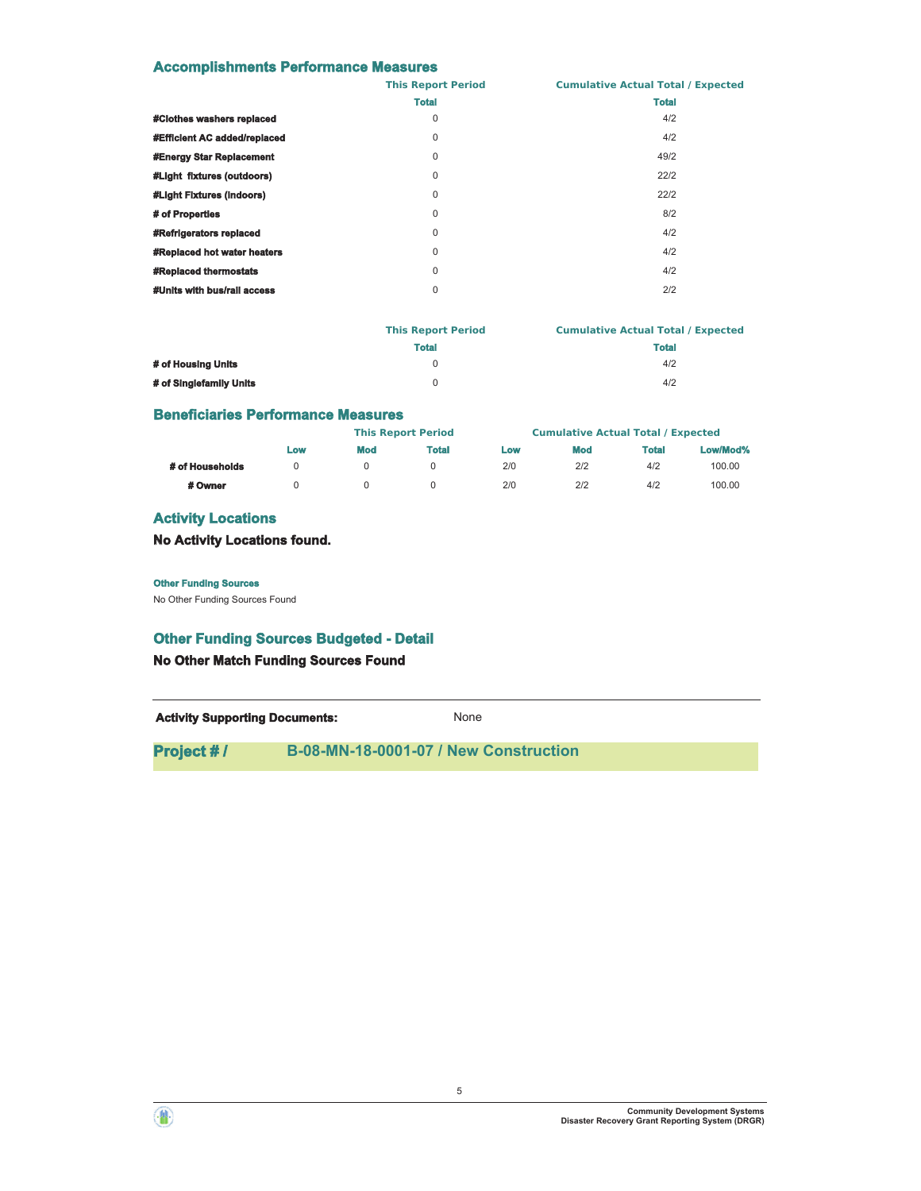## Accomplishments Performance Measures

| | This Report Period | Cumulative Actual Total / Expected |
|---|---|---|
| | Total | Total |
| #Clothes washers replaced | 0 | 4/2 |
| #Efficient AC added/replaced | 0 | 4/2 |
| #Energy Star Replacement | 0 | 49/2 |
| #Light fixtures (outdoors) | 0 | 22/2 |
| #Light Fixtures (indoors) | 0 | 22/2 |
| # of Properties | 0 | 8/2 |
| #Refrigerators replaced | 0 | 4/2 |
| #Replaced hot water heaters | 0 | 4/2 |
| #Replaced thermostats | 0 | 4/2 |
| #Units with bus/rail access | 0 | 2/2 |

| | This Report Period | Cumulative Actual Total / Expected |
|---|---|---|
| | Total | Total |
| # of Housing Units | 0 | 4/2 |
| # of Singlefamily Units | 0 | 4/2 |

## Beneficiaries Performance Measures

| | This Report Period | | | Cumulative Actual Total / Expected | | | |
|---|---|---|---|---|---|---|---|
| | Low | Mod | Total | Low | Mod | Total | Low/Mod% |
| # of Households | 0 | 0 | 0 | 2/0 | 2/2 | 4/2 | 100.00 |
| # Owner | 0 | 0 | 0 | 2/0 | 2/2 | 4/2 | 100.00 |

## Activity Locations

**No Activity Locations found.**

#### Other Funding Sources

No Other Funding Sources Found

## Other Funding Sources Budgeted - Detail

**No Other Match Funding Sources Found**

**Activity Supporting Documents:** None

## Project # / B-08-MN-18-0001-07 / New Construction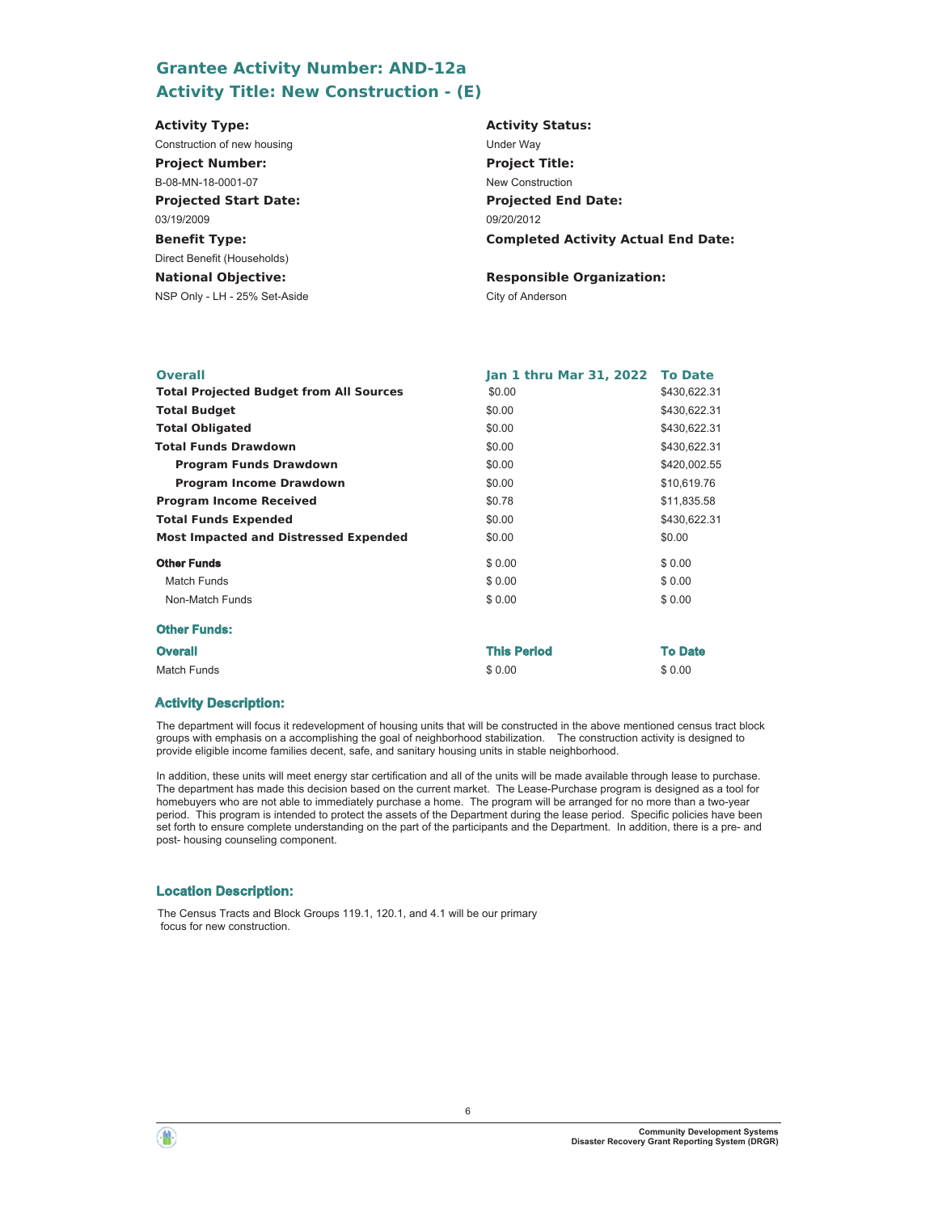## Grantee Activity Number: AND-12a
## Activity Title: New Construction - (E)

**Activity Type:**
Construction of new housing

**Activity Status:**
Under Way

**Project Number:**
B-08-MN-18-0001-07

**Project Title:**
New Construction

**Projected Start Date:**
03/19/2009

**Projected End Date:**
09/20/2012

**Benefit Type:**
Direct Benefit (Households)

**Completed Activity Actual End Date:**

**National Objective:**
NSP Only - LH - 25% Set-Aside

**Responsible Organization:**
City of Anderson

| Overall | Jan 1 thru Mar 31, 2022 | To Date |
|---|---|---|
| **Total Projected Budget from All Sources** | $0.00 | $430,622.31 |
| **Total Budget** | $0.00 | $430,622.31 |
| **Total Obligated** | $0.00 | $430,622.31 |
| **Total Funds Drawdown** | $0.00 | $430,622.31 |
| **Program Funds Drawdown** | $0.00 | $420,002.55 |
| **Program Income Drawdown** | $0.00 | $10,619.76 |
| **Program Income Received** | $0.78 | $11,835.58 |
| **Total Funds Expended** | $0.00 | $430,622.31 |
| **Most Impacted and Distressed Expended** | $0.00 | $0.00 |
| **Other Funds** | $ 0.00 | $ 0.00 |
| Match Funds | $ 0.00 | $ 0.00 |
| Non-Match Funds | $ 0.00 | $ 0.00 |

### Other Funds:

| Overall | This Period | To Date |
|---|---|---|
| Match Funds | $ 0.00 | $ 0.00 |

### Activity Description:

The department will focus it redevelopment of housing units that will be constructed in the above mentioned census tract block groups with emphasis on a accomplishing the goal of neighborhood stabilization. The construction activity is designed to provide eligible income families decent, safe, and sanitary housing units in stable neighborhood.

In addition, these units will meet energy star certification and all of the units will be made available through lease to purchase. The department has made this decision based on the current market. The Lease-Purchase program is designed as a tool for homebuyers who are not able to immediately purchase a home. The program will be arranged for no more than a two-year period. This program is intended to protect the assets of the Department during the lease period. Specific policies have been set forth to ensure complete understanding on the part of the participants and the Department. In addition, there is a pre- and post- housing counseling component.

### Location Description:

The Census Tracts and Block Groups 119.1, 120.1, and 4.1 will be our primary focus for new construction.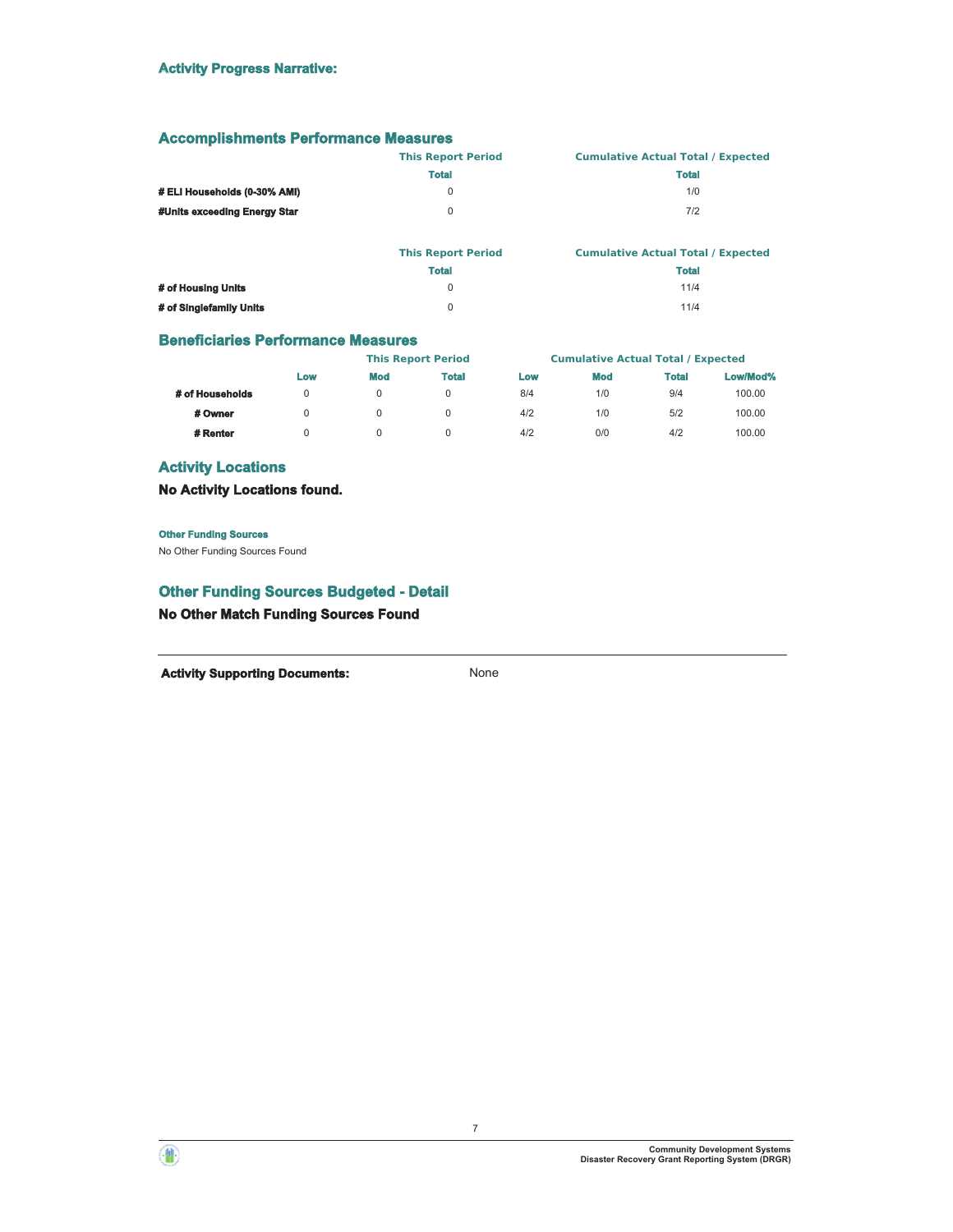### Activity Progress Narrative:

## Accomplishments Performance Measures

| | This Report Period | Cumulative Actual Total / Expected |
|---|---|---|
| | Total | Total |
| # ELI Households (0-30% AMI) | 0 | 1/0 |
| #Units exceeding Energy Star | 0 | 7/2 |

| | This Report Period | Cumulative Actual Total / Expected |
|---|---|---|
| | Total | Total |
| # of Housing Units | 0 | 11/4 |
| # of Singlefamily Units | 0 | 11/4 |

## Beneficiaries Performance Measures

| | This Report Period | | | Cumulative Actual Total / Expected | | | |
|---|---|---|---|---|---|---|---|
| | Low | Mod | Total | Low | Mod | Total | Low/Mod% |
| # of Households | 0 | 0 | 0 | 8/4 | 1/0 | 9/4 | 100.00 |
| # Owner | 0 | 0 | 0 | 4/2 | 1/0 | 5/2 | 100.00 |
| # Renter | 0 | 0 | 0 | 4/2 | 0/0 | 4/2 | 100.00 |

## Activity Locations

**No Activity Locations found.**

#### Other Funding Sources

No Other Funding Sources Found

## Other Funding Sources Budgeted - Detail

**No Other Match Funding Sources Found**

**Activity Supporting Documents:** None